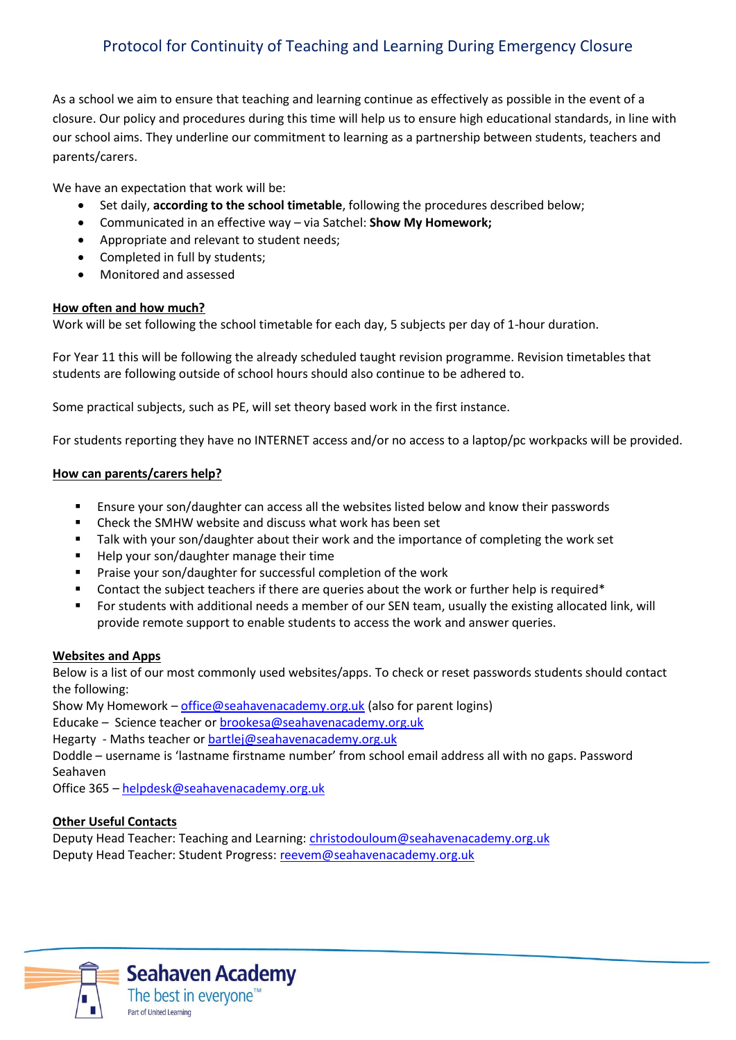# Protocol for Continuity of Teaching and Learning During Emergency Closure

As a school we aim to ensure that teaching and learning continue as effectively as possible in the event of a closure. Our policy and procedures during this time will help us to ensure high educational standards, in line with our school aims. They underline our commitment to learning as a partnership between students, teachers and parents/carers.

We have an expectation that work will be:

- Set daily, **according to the school timetable**, following the procedures described below;
- Communicated in an effective way – via Satchel: **Show My Homework;**
- Appropriate and relevant to student needs;
- Completed in full by students;
- Monitored and assessed

## How often and how much?

Work will be set following the school timetable for each day, 5 subjects per day of 1-hour duration.

For Year 11 this will be following the already scheduled taught revision programme. Revision timetables that students are following outside of school hours should also continue to be adhered to.

Some practical subjects, such as PE, will set theory based work in the first instance.

For students reporting they have no INTERNET access and/or no access to a laptop/pc workpacks will be provided.

## How can parents/carers help?

- Ensure your son/daughter can access all the websites listed below and know their passwords
- Check the SMHW website and discuss what work has been set
- Talk with your son/daughter about their work and the importance of completing the work set
- Help your son/daughter manage their time
- Praise your son/daughter for successful completion of the work
- Contact the subject teachers if there are queries about the work or further help is required*
- For students with additional needs a member of our SEN team, usually the existing allocated link, will provide remote support to enable students to access the work and answer queries.

## Websites and Apps

Below is a list of our most commonly used websites/apps. To check or reset passwords students should contact the following:

Show My Homework – office@seahavenacademy.org.uk (also for parent logins)
Educake – Science teacher or brookesa@seahavenacademy.org.uk
Hegarty - Maths teacher or bartlej@seahavenacademy.org.uk
Doddle – username is 'lastname firstname number' from school email address all with no gaps. Password Seahaven
Office 365 – helpdesk@seahavenacademy.org.uk

## Other Useful Contacts

Deputy Head Teacher: Teaching and Learning: christodouloum@seahavenacademy.org.uk
Deputy Head Teacher: Student Progress: reevem@seahavenacademy.org.uk

Seahaven Academy
The best in everyone™
Part of United Learning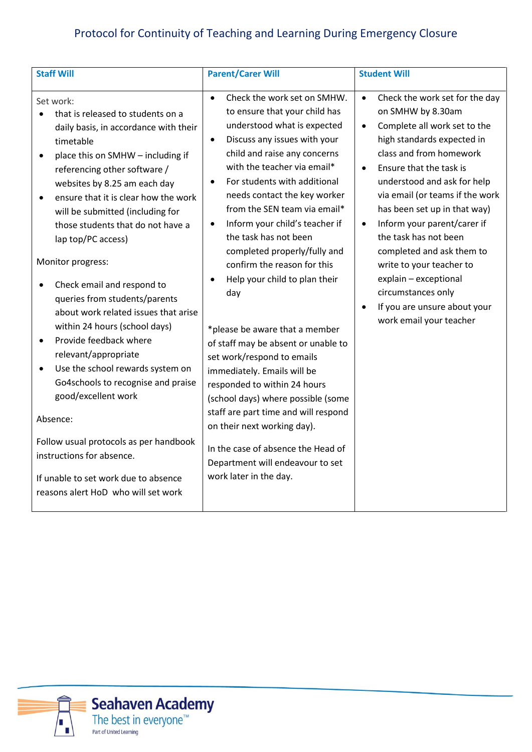# Protocol for Continuity of Teaching and Learning During Emergency Closure

| Staff Will | Parent/Carer Will | Student Will |
|---|---|---|
| Set work:<br>• that is released to students on a daily basis, in accordance with their timetable<br>• place this on SMHW – including if referencing other software / websites by 8.25 am each day<br>• ensure that it is clear how the work will be submitted (including for those students that do not have a lap top/PC access)<br><br>Monitor progress:<br><br>• Check email and respond to queries from students/parents about work related issues that arise within 24 hours (school days)<br>• Provide feedback where relevant/appropriate<br>• Use the school rewards system on Go4schools to recognise and praise good/excellent work<br><br>Absence:<br><br>Follow usual protocols as per handbook instructions for absence.<br><br>If unable to set work due to absence reasons alert HoD who will set work | • Check the work set on SMHW. to ensure that your child has understood what is expected<br>• Discuss any issues with your child and raise any concerns with the teacher via email*<br>• For students with additional needs contact the key worker from the SEN team via email*<br>• Inform your child's teacher if the task has not been completed properly/fully and confirm the reason for this<br>• Help your child to plan their day<br><br>*please be aware that a member of staff may be absent or unable to set work/respond to emails immediately. Emails will be responded to within 24 hours (school days) where possible (some staff are part time and will respond on their next working day).<br><br>In the case of absence the Head of Department will endeavour to set work later in the day. | • Check the work set for the day on SMHW by 8.30am<br>• Complete all work set to the high standards expected in class and from homework<br>• Ensure that the task is understood and ask for help via email (or teams if the work has been set up in that way)<br>• Inform your parent/carer if the task has not been completed and ask them to write to your teacher to explain – exceptional circumstances only<br>• If you are unsure about your work email your teacher |

Seahaven Academy
The best in everyone™
Part of United Learning